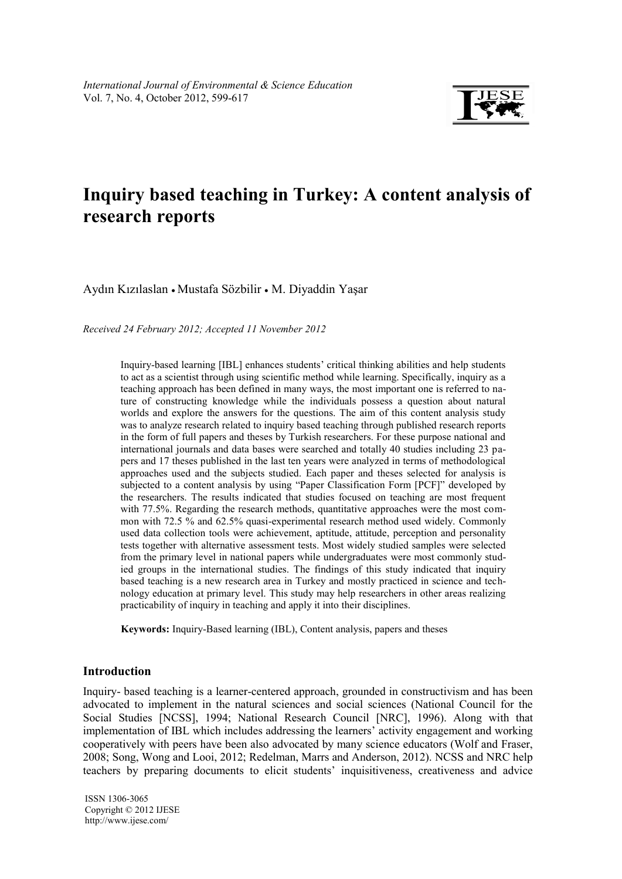*International Journal of Environmental & Science Education*
Vol. 7, No. 4, October 2012, 599-617

# Inquiry based teaching in Turkey: A content analysis of research reports

Aydın Kızılaslan • Mustafa Sözbilir • M. Diyaddin Yaşar

*Received 24 February 2012; Accepted 11 November 2012*

Inquiry-based learning [IBL] enhances students' critical thinking abilities and help students to act as a scientist through using scientific method while learning. Specifically, inquiry as a teaching approach has been defined in many ways, the most important one is referred to nature of constructing knowledge while the individuals possess a question about natural worlds and explore the answers for the questions. The aim of this content analysis study was to analyze research related to inquiry based teaching through published research reports in the form of full papers and theses by Turkish researchers. For these purpose national and international journals and data bases were searched and totally 40 studies including 23 papers and 17 theses published in the last ten years were analyzed in terms of methodological approaches used and the subjects studied. Each paper and theses selected for analysis is subjected to a content analysis by using "Paper Classification Form [PCF]" developed by the researchers. The results indicated that studies focused on teaching are most frequent with 77.5%. Regarding the research methods, quantitative approaches were the most common with 72.5 % and 62.5% quasi-experimental research method used widely. Commonly used data collection tools were achievement, aptitude, attitude, perception and personality tests together with alternative assessment tests. Most widely studied samples were selected from the primary level in national papers while undergraduates were most commonly studied groups in the international studies. The findings of this study indicated that inquiry based teaching is a new research area in Turkey and mostly practiced in science and technology education at primary level. This study may help researchers in other areas realizing practicability of inquiry in teaching and apply it into their disciplines.

**Keywords:** Inquiry-Based learning (IBL), Content analysis, papers and theses

## Introduction

Inquiry- based teaching is a learner-centered approach, grounded in constructivism and has been advocated to implement in the natural sciences and social sciences (National Council for the Social Studies [NCSS], 1994; National Research Council [NRC], 1996). Along with that implementation of IBL which includes addressing the learners' activity engagement and working cooperatively with peers have been also advocated by many science educators (Wolf and Fraser, 2008; Song, Wong and Looi, 2012; Redelman, Marrs and Anderson, 2012). NCSS and NRC help teachers by preparing documents to elicit students' inquisitiveness, creativeness and advice

ISSN 1306-3065
Copyright © 2012 IJESE
http://www.ijese.com/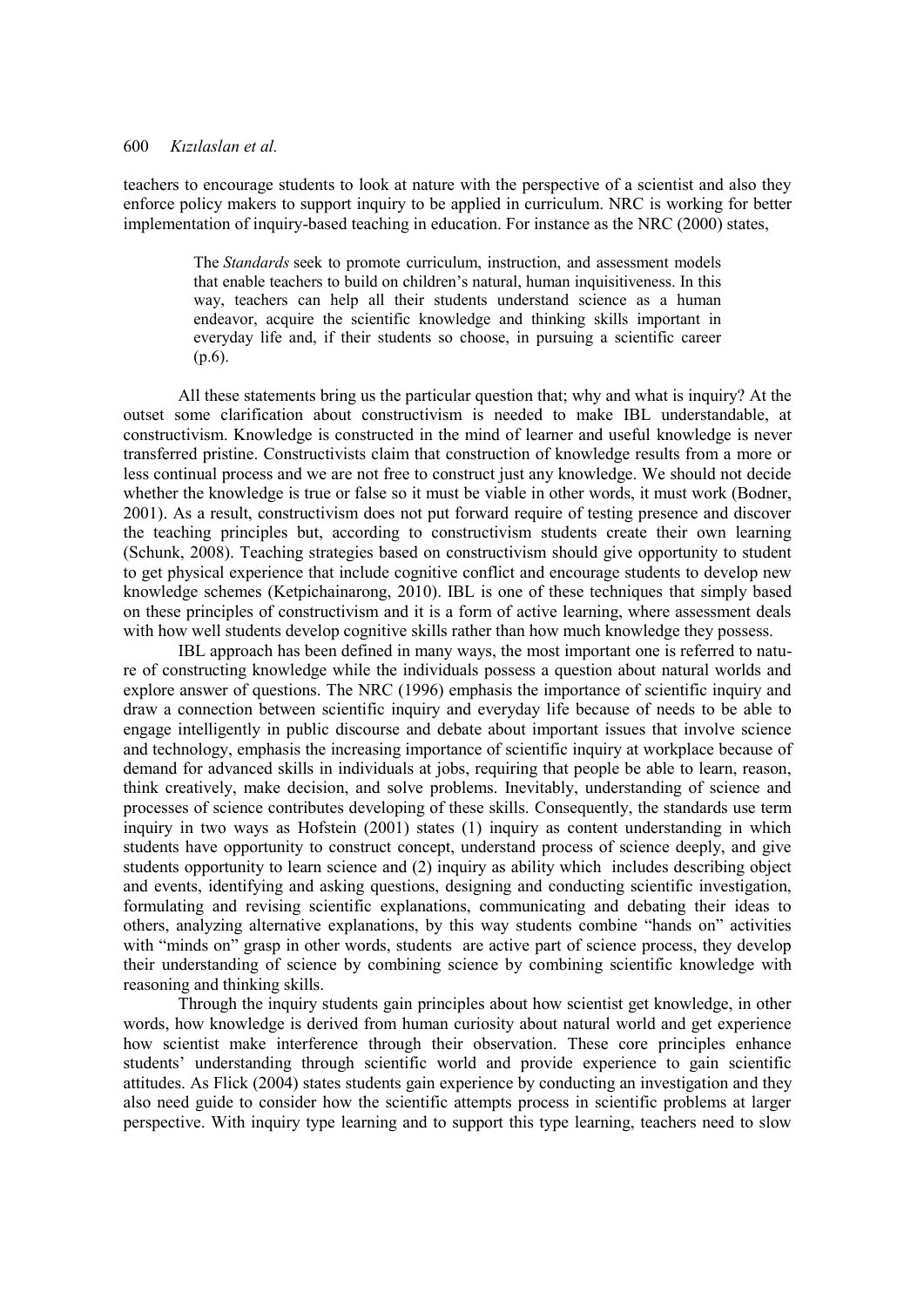teachers to encourage students to look at nature with the perspective of a scientist and also they enforce policy makers to support inquiry to be applied in curriculum. NRC is working for better implementation of inquiry-based teaching in education. For instance as the NRC (2000) states,

> The *Standards* seek to promote curriculum, instruction, and assessment models that enable teachers to build on children's natural, human inquisitiveness. In this way, teachers can help all their students understand science as a human endeavor, acquire the scientific knowledge and thinking skills important in everyday life and, if their students so choose, in pursuing a scientific career (p.6).

All these statements bring us the particular question that; why and what is inquiry? At the outset some clarification about constructivism is needed to make IBL understandable, at constructivism. Knowledge is constructed in the mind of learner and useful knowledge is never transferred pristine. Constructivists claim that construction of knowledge results from a more or less continual process and we are not free to construct just any knowledge. We should not decide whether the knowledge is true or false so it must be viable in other words, it must work (Bodner, 2001). As a result, constructivism does not put forward require of testing presence and discover the teaching principles but, according to constructivism students create their own learning (Schunk, 2008). Teaching strategies based on constructivism should give opportunity to student to get physical experience that include cognitive conflict and encourage students to develop new knowledge schemes (Ketpichainarong, 2010). IBL is one of these techniques that simply based on these principles of constructivism and it is a form of active learning, where assessment deals with how well students develop cognitive skills rather than how much knowledge they possess.

IBL approach has been defined in many ways, the most important one is referred to nature of constructing knowledge while the individuals possess a question about natural worlds and explore answer of questions. The NRC (1996) emphasis the importance of scientific inquiry and draw a connection between scientific inquiry and everyday life because of needs to be able to engage intelligently in public discourse and debate about important issues that involve science and technology, emphasis the increasing importance of scientific inquiry at workplace because of demand for advanced skills in individuals at jobs, requiring that people be able to learn, reason, think creatively, make decision, and solve problems. Inevitably, understanding of science and processes of science contributes developing of these skills. Consequently, the standards use term inquiry in two ways as Hofstein (2001) states (1) inquiry as content understanding in which students have opportunity to construct concept, understand process of science deeply, and give students opportunity to learn science and (2) inquiry as ability which includes describing object and events, identifying and asking questions, designing and conducting scientific investigation, formulating and revising scientific explanations, communicating and debating their ideas to others, analyzing alternative explanations, by this way students combine "hands on" activities with "minds on" grasp in other words, students are active part of science process, they develop their understanding of science by combining science by combining scientific knowledge with reasoning and thinking skills.

Through the inquiry students gain principles about how scientist get knowledge, in other words, how knowledge is derived from human curiosity about natural world and get experience how scientist make interference through their observation. These core principles enhance students' understanding through scientific world and provide experience to gain scientific attitudes. As Flick (2004) states students gain experience by conducting an investigation and they also need guide to consider how the scientific attempts process in scientific problems at larger perspective. With inquiry type learning and to support this type learning, teachers need to slow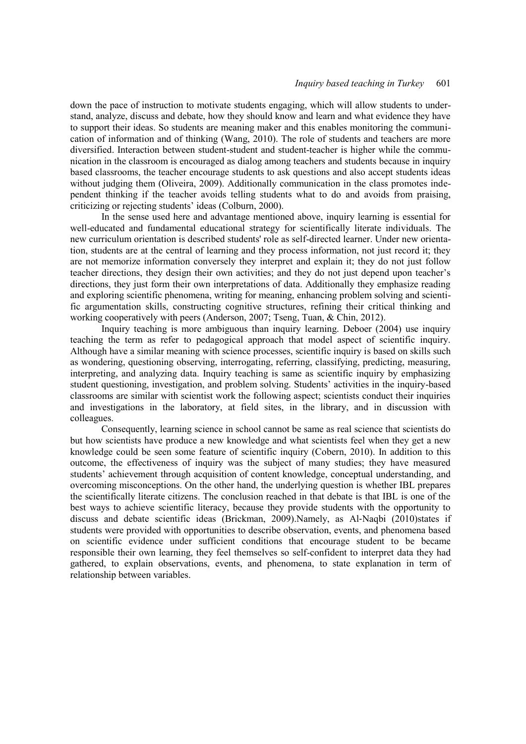down the pace of instruction to motivate students engaging, which will allow students to understand, analyze, discuss and debate, how they should know and learn and what evidence they have to support their ideas. So students are meaning maker and this enables monitoring the communication of information and of thinking (Wang, 2010). The role of students and teachers are more diversified. Interaction between student-student and student-teacher is higher while the communication in the classroom is encouraged as dialog among teachers and students because in inquiry based classrooms, the teacher encourage students to ask questions and also accept students ideas without judging them (Oliveira, 2009). Additionally communication in the class promotes independent thinking if the teacher avoids telling students what to do and avoids from praising, criticizing or rejecting students' ideas (Colburn, 2000).

In the sense used here and advantage mentioned above, inquiry learning is essential for well-educated and fundamental educational strategy for scientifically literate individuals. The new curriculum orientation is described students' role as self-directed learner. Under new orientation, students are at the central of learning and they process information, not just record it; they are not memorize information conversely they interpret and explain it; they do not just follow teacher directions, they design their own activities; and they do not just depend upon teacher's directions, they just form their own interpretations of data. Additionally they emphasize reading and exploring scientific phenomena, writing for meaning, enhancing problem solving and scientific argumentation skills, constructing cognitive structures, refining their critical thinking and working cooperatively with peers (Anderson, 2007; Tseng, Tuan, & Chin, 2012).

Inquiry teaching is more ambiguous than inquiry learning. Deboer (2004) use inquiry teaching the term as refer to pedagogical approach that model aspect of scientific inquiry. Although have a similar meaning with science processes, scientific inquiry is based on skills such as wondering, questioning observing, interrogating, referring, classifying, predicting, measuring, interpreting, and analyzing data. Inquiry teaching is same as scientific inquiry by emphasizing student questioning, investigation, and problem solving. Students' activities in the inquiry-based classrooms are similar with scientist work the following aspect; scientists conduct their inquiries and investigations in the laboratory, at field sites, in the library, and in discussion with colleagues.

Consequently, learning science in school cannot be same as real science that scientists do but how scientists have produce a new knowledge and what scientists feel when they get a new knowledge could be seen some feature of scientific inquiry (Cobern, 2010). In addition to this outcome, the effectiveness of inquiry was the subject of many studies; they have measured students' achievement through acquisition of content knowledge, conceptual understanding, and overcoming misconceptions. On the other hand, the underlying question is whether IBL prepares the scientifically literate citizens. The conclusion reached in that debate is that IBL is one of the best ways to achieve scientific literacy, because they provide students with the opportunity to discuss and debate scientific ideas (Brickman, 2009).Namely, as Al-Naqbi (2010)states if students were provided with opportunities to describe observation, events, and phenomena based on scientific evidence under sufficient conditions that encourage student to be became responsible their own learning, they feel themselves so self-confident to interpret data they had gathered, to explain observations, events, and phenomena, to state explanation in term of relationship between variables.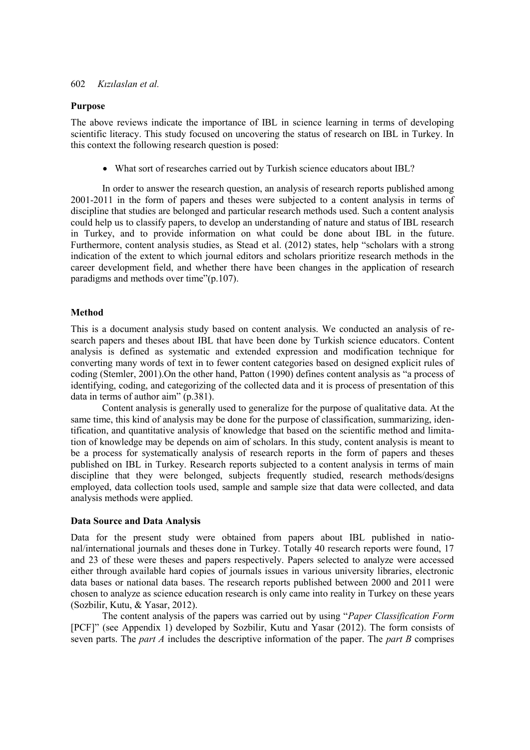## Purpose

The above reviews indicate the importance of IBL in science learning in terms of developing scientific literacy. This study focused on uncovering the status of research on IBL in Turkey. In this context the following research question is posed:

- What sort of researches carried out by Turkish science educators about IBL?

In order to answer the research question, an analysis of research reports published among 2001-2011 in the form of papers and theses were subjected to a content analysis in terms of discipline that studies are belonged and particular research methods used. Such a content analysis could help us to classify papers, to develop an understanding of nature and status of IBL research in Turkey, and to provide information on what could be done about IBL in the future. Furthermore, content analysis studies, as Stead et al. (2012) states, help "scholars with a strong indication of the extent to which journal editors and scholars prioritize research methods in the career development field, and whether there have been changes in the application of research paradigms and methods over time"(p.107).

## Method

This is a document analysis study based on content analysis. We conducted an analysis of research papers and theses about IBL that have been done by Turkish science educators. Content analysis is defined as systematic and extended expression and modification technique for converting many words of text in to fewer content categories based on designed explicit rules of coding (Stemler, 2001).On the other hand, Patton (1990) defines content analysis as "a process of identifying, coding, and categorizing of the collected data and it is process of presentation of this data in terms of author aim" (p.381).

Content analysis is generally used to generalize for the purpose of qualitative data. At the same time, this kind of analysis may be done for the purpose of classification, summarizing, identification, and quantitative analysis of knowledge that based on the scientific method and limitation of knowledge may be depends on aim of scholars. In this study, content analysis is meant to be a process for systematically analysis of research reports in the form of papers and theses published on IBL in Turkey. Research reports subjected to a content analysis in terms of main discipline that they were belonged, subjects frequently studied, research methods/designs employed, data collection tools used, sample and sample size that data were collected, and data analysis methods were applied.

### Data Source and Data Analysis

Data for the present study were obtained from papers about IBL published in national/international journals and theses done in Turkey. Totally 40 research reports were found, 17 and 23 of these were theses and papers respectively. Papers selected to analyze were accessed either through available hard copies of journals issues in various university libraries, electronic data bases or national data bases. The research reports published between 2000 and 2011 were chosen to analyze as science education research is only came into reality in Turkey on these years (Sozbilir, Kutu, & Yasar, 2012).

The content analysis of the papers was carried out by using "*Paper Classification Form* [PCF]" (see Appendix 1) developed by Sozbilir, Kutu and Yasar (2012). The form consists of seven parts. The *part A* includes the descriptive information of the paper. The *part B* comprises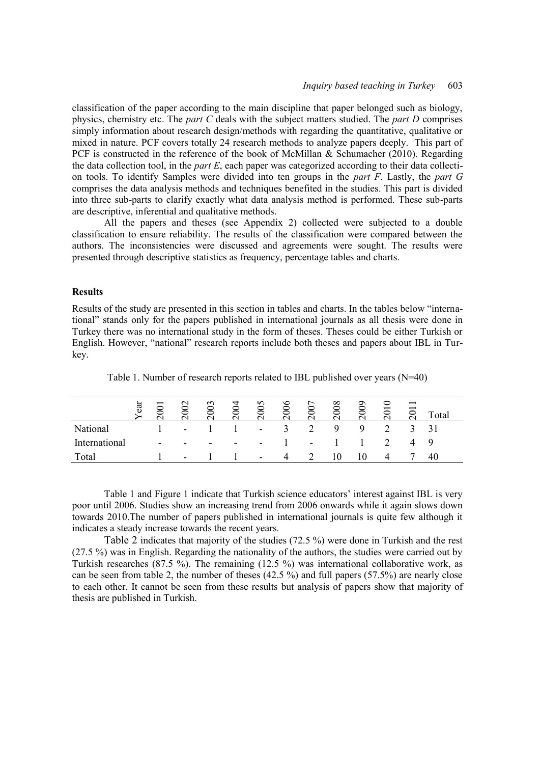classification of the paper according to the main discipline that paper belonged such as biology, physics, chemistry etc. The *part C* deals with the subject matters studied. The *part D* comprises simply information about research design/methods with regarding the quantitative, qualitative or mixed in nature. PCF covers totally 24 research methods to analyze papers deeply. This part of PCF is constructed in the reference of the book of McMillan & Schumacher (2010). Regarding the data collection tool, in the *part E*, each paper was categorized according to their data collection tools. To identify Samples were divided into ten groups in the *part F*. Lastly, the *part G* comprises the data analysis methods and techniques benefited in the studies. This part is divided into three sub-parts to clarify exactly what data analysis method is performed. These sub-parts are descriptive, inferential and qualitative methods.

All the papers and theses (see Appendix 2) collected were subjected to a double classification to ensure reliability. The results of the classification were compared between the authors. The inconsistencies were discussed and agreements were sought. The results were presented through descriptive statistics as frequency, percentage tables and charts.

## Results

Results of the study are presented in this section in tables and charts. In the tables below "international" stands only for the papers published in international journals as all thesis were done in Turkey there was no international study in the form of theses. Theses could be either Turkish or English. However, "national" research reports include both theses and papers about IBL in Turkey.

Table 1. Number of research reports related to IBL published over years (N=40)

| Year | 2001 | 2002 | 2003 | 2004 | 2005 | 2006 | 2007 | 2008 | 2009 | 2010 | 2011 | Total |
|---|---|---|---|---|---|---|---|---|---|---|---|---|
| National | 1 | - | 1 | 1 | - | 3 | 2 | 9 | 9 | 2 | 3 | 31 |
| International | - | - | - | - | - | 1 | - | 1 | 1 | 2 | 4 | 9 |
| Total | 1 | - | 1 | 1 | - | 4 | 2 | 10 | 10 | 4 | 7 | 40 |

Table 1 and Figure 1 indicate that Turkish science educators' interest against IBL is very poor until 2006. Studies show an increasing trend from 2006 onwards while it again slows down towards 2010.The number of papers published in international journals is quite few although it indicates a steady increase towards the recent years.

Table 2 indicates that majority of the studies (72.5 %) were done in Turkish and the rest (27.5 %) was in English. Regarding the nationality of the authors, the studies were carried out by Turkish researches (87.5 %). The remaining (12.5 %) was international collaborative work, as can be seen from table 2, the number of theses (42.5 %) and full papers (57.5%) are nearly close to each other. It cannot be seen from these results but analysis of papers show that majority of thesis are published in Turkish.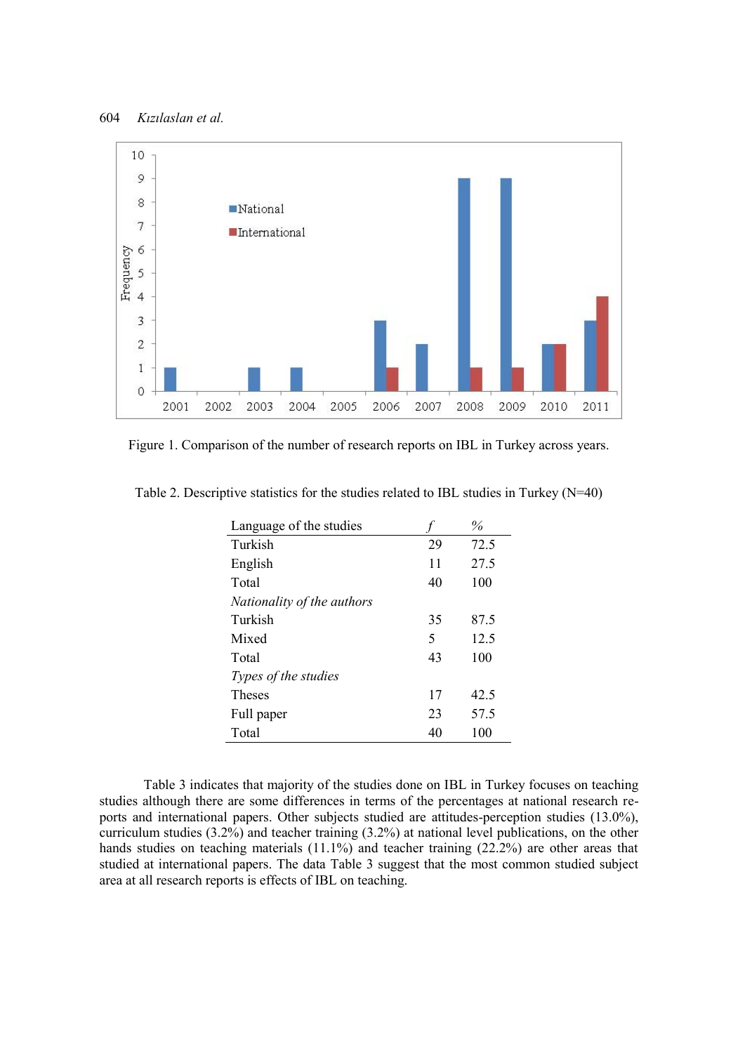Figure 1. Comparison of the number of research reports on IBL in Turkey across years.

Table 2. Descriptive statistics for the studies related to IBL studies in Turkey (N=40)

| Language of the studies | *f* | % |
|---|---|---|
| Turkish | 29 | 72.5 |
| English | 11 | 27.5 |
| Total | 40 | 100 |
| *Nationality of the authors* | | |
| Turkish | 35 | 87.5 |
| Mixed | 5 | 12.5 |
| Total | 43 | 100 |
| *Types of the studies* | | |
| Theses | 17 | 42.5 |
| Full paper | 23 | 57.5 |
| Total | 40 | 100 |

Table 3 indicates that majority of the studies done on IBL in Turkey focuses on teaching studies although there are some differences in terms of the percentages at national research reports and international papers. Other subjects studied are attitudes-perception studies (13.0%), curriculum studies (3.2%) and teacher training (3.2%) at national level publications, on the other hands studies on teaching materials (11.1%) and teacher training (22.2%) are other areas that studied at international papers. The data Table 3 suggest that the most common studied subject area at all research reports is effects of IBL on teaching.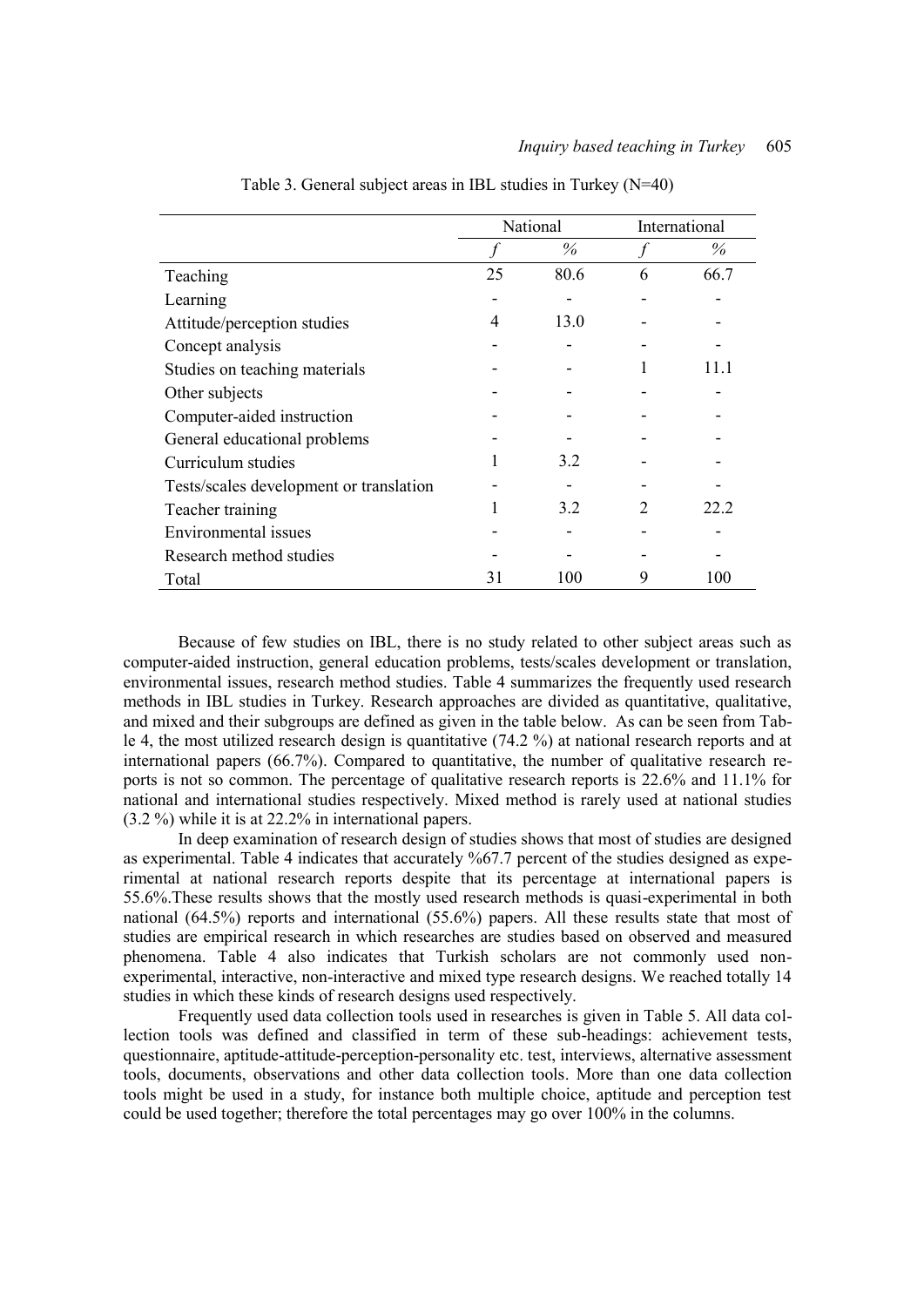Table 3. General subject areas in IBL studies in Turkey (N=40)

| | National | | International | |
|---|---|---|---|---|
| | *f* | % | *f* | % |
| Teaching | 25 | 80.6 | 6 | 66.7 |
| Learning | - | - | - | - |
| Attitude/perception studies | 4 | 13.0 | - | - |
| Concept analysis | - | - | - | - |
| Studies on teaching materials | - | - | 1 | 11.1 |
| Other subjects | - | - | - | - |
| Computer-aided instruction | - | - | - | - |
| General educational problems | - | - | - | - |
| Curriculum studies | 1 | 3.2 | - | - |
| Tests/scales development or translation | - | - | - | - |
| Teacher training | 1 | 3.2 | 2 | 22.2 |
| Environmental issues | - | - | - | - |
| Research method studies | - | - | - | - |
| Total | 31 | 100 | 9 | 100 |

Because of few studies on IBL, there is no study related to other subject areas such as computer-aided instruction, general education problems, tests/scales development or translation, environmental issues, research method studies. Table 4 summarizes the frequently used research methods in IBL studies in Turkey. Research approaches are divided as quantitative, qualitative, and mixed and their subgroups are defined as given in the table below. As can be seen from Table 4, the most utilized research design is quantitative (74.2 %) at national research reports and at international papers (66.7%). Compared to quantitative, the number of qualitative research reports is not so common. The percentage of qualitative research reports is 22.6% and 11.1% for national and international studies respectively. Mixed method is rarely used at national studies (3.2 %) while it is at 22.2% in international papers.

In deep examination of research design of studies shows that most of studies are designed as experimental. Table 4 indicates that accurately %67.7 percent of the studies designed as experimental at national research reports despite that its percentage at international papers is 55.6%.These results shows that the mostly used research methods is quasi-experimental in both national (64.5%) reports and international (55.6%) papers. All these results state that most of studies are empirical research in which researches are studies based on observed and measured phenomena. Table 4 also indicates that Turkish scholars are not commonly used non-experimental, interactive, non-interactive and mixed type research designs. We reached totally 14 studies in which these kinds of research designs used respectively.

Frequently used data collection tools used in researches is given in Table 5. All data collection tools was defined and classified in term of these sub-headings: achievement tests, questionnaire, aptitude-attitude-perception-personality etc. test, interviews, alternative assessment tools, documents, observations and other data collection tools. More than one data collection tools might be used in a study, for instance both multiple choice, aptitude and perception test could be used together; therefore the total percentages may go over 100% in the columns.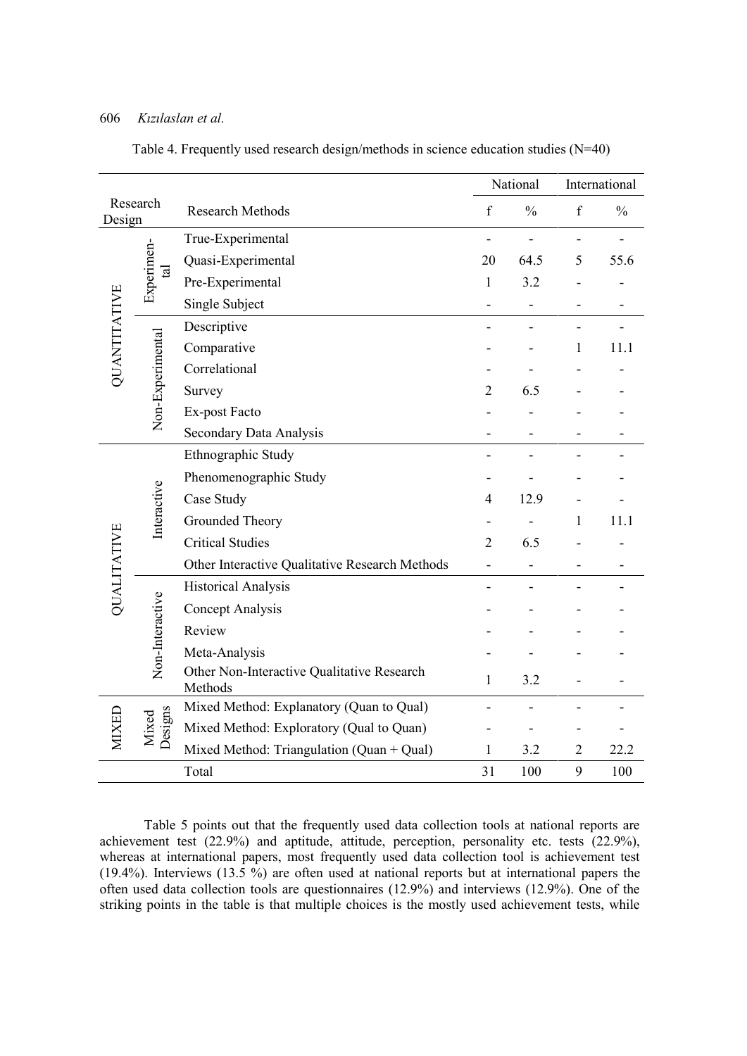Table 4. Frequently used research design/methods in science education studies (N=40)

| Research Design | | Research Methods | National | | International | |
|---|---|---|---|---|---|---|
| | | | f | % | f | % |
| QUANTITATIVE | Experimental | True-Experimental | - | - | - | - |
| | | Quasi-Experimental | 20 | 64.5 | 5 | 55.6 |
| | | Pre-Experimental | 1 | 3.2 | - | - |
| | | Single Subject | - | - | - | - |
| | Non-Experimental | Descriptive | - | - | - | - |
| | | Comparative | - | - | 1 | 11.1 |
| | | Correlational | - | - | - | - |
| | | Survey | 2 | 6.5 | - | - |
| | | Ex-post Facto | - | - | - | - |
| | | Secondary Data Analysis | - | - | - | - |
| QUALITATIVE | Interactive | Ethnographic Study | - | - | - | - |
| | | Phenomenographic Study | - | - | - | - |
| | | Case Study | 4 | 12.9 | - | - |
| | | Grounded Theory | - | - | 1 | 11.1 |
| | | Critical Studies | 2 | 6.5 | - | - |
| | | Other Interactive Qualitative Research Methods | - | - | - | - |
| | Non-Interactive | Historical Analysis | - | - | - | - |
| | | Concept Analysis | - | - | - | - |
| | | Review | - | - | - | - |
| | | Meta-Analysis | - | - | - | - |
| | | Other Non-Interactive Qualitative Research Methods | 1 | 3.2 | - | - |
| MIXED | Mixed Designs | Mixed Method: Explanatory (Quan to Qual) | - | - | - | - |
| | | Mixed Method: Exploratory (Qual to Quan) | - | - | - | - |
| | | Mixed Method: Triangulation (Quan + Qual) | 1 | 3.2 | 2 | 22.2 |
| | | Total | 31 | 100 | 9 | 100 |

Table 5 points out that the frequently used data collection tools at national reports are achievement test (22.9%) and aptitude, attitude, perception, personality etc. tests (22.9%), whereas at international papers, most frequently used data collection tool is achievement test (19.4%). Interviews (13.5 %) are often used at national reports but at international papers the often used data collection tools are questionnaires (12.9%) and interviews (12.9%). One of the striking points in the table is that multiple choices is the mostly used achievement tests, while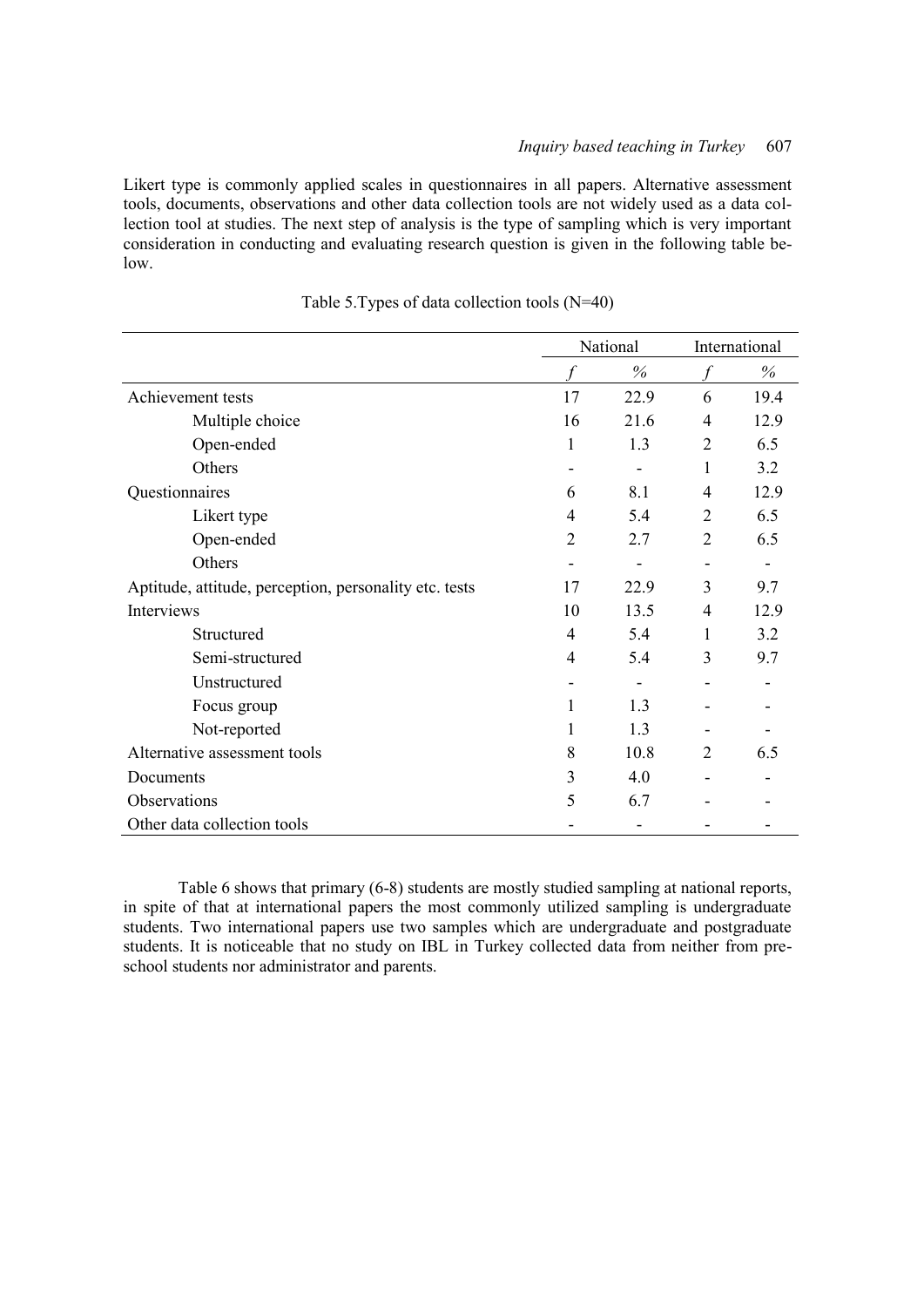Likert type is commonly applied scales in questionnaires in all papers. Alternative assessment tools, documents, observations and other data collection tools are not widely used as a data collection tool at studies. The next step of analysis is the type of sampling which is very important consideration in conducting and evaluating research question is given in the following table below.

Table 5.Types of data collection tools (N=40)

| | National | | International | |
|---|---|---|---|---|
| | *f* | % | *f* | % |
| Achievement tests | 17 | 22.9 | 6 | 19.4 |
| Multiple choice | 16 | 21.6 | 4 | 12.9 |
| Open-ended | 1 | 1.3 | 2 | 6.5 |
| Others | - | - | 1 | 3.2 |
| Questionnaires | 6 | 8.1 | 4 | 12.9 |
| Likert type | 4 | 5.4 | 2 | 6.5 |
| Open-ended | 2 | 2.7 | 2 | 6.5 |
| Others | - | - | - | - |
| Aptitude, attitude, perception, personality etc. tests | 17 | 22.9 | 3 | 9.7 |
| Interviews | 10 | 13.5 | 4 | 12.9 |
| Structured | 4 | 5.4 | 1 | 3.2 |
| Semi-structured | 4 | 5.4 | 3 | 9.7 |
| Unstructured | - | - | - | - |
| Focus group | 1 | 1.3 | - | - |
| Not-reported | 1 | 1.3 | - | - |
| Alternative assessment tools | 8 | 10.8 | 2 | 6.5 |
| Documents | 3 | 4.0 | - | - |
| Observations | 5 | 6.7 | - | - |
| Other data collection tools | - | - | - | - |

Table 6 shows that primary (6-8) students are mostly studied sampling at national reports, in spite of that at international papers the most commonly utilized sampling is undergraduate students. Two international papers use two samples which are undergraduate and postgraduate students. It is noticeable that no study on IBL in Turkey collected data from neither from pre-school students nor administrator and parents.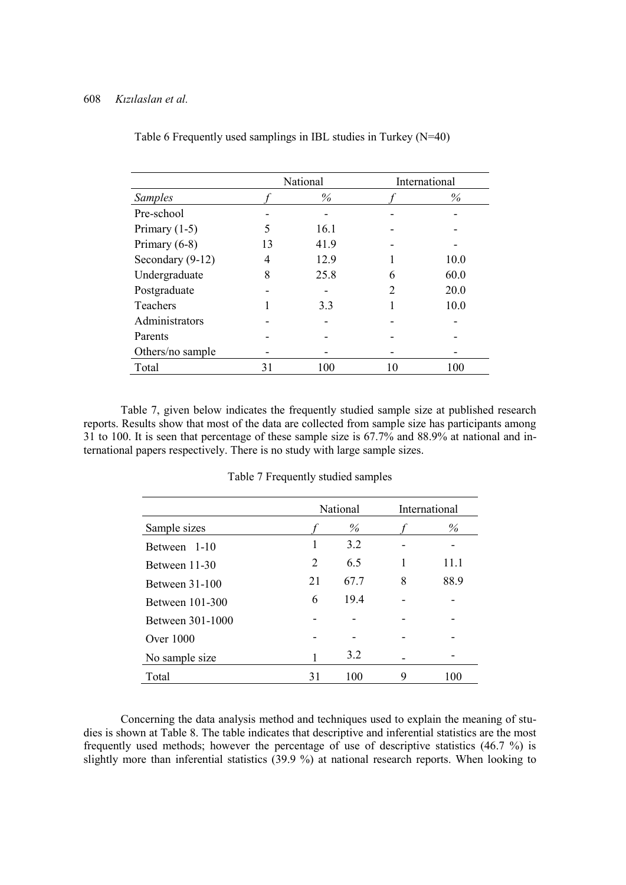Table 6 Frequently used samplings in IBL studies in Turkey (N=40)

| | National | | International | |
|---|---|---|---|---|
| *Samples* | *f* | *%* | *f* | *%* |
| Pre-school | - | - | - | - |
| Primary (1-5) | 5 | 16.1 | - | - |
| Primary (6-8) | 13 | 41.9 | - | - |
| Secondary (9-12) | 4 | 12.9 | 1 | 10.0 |
| Undergraduate | 8 | 25.8 | 6 | 60.0 |
| Postgraduate | - | - | 2 | 20.0 |
| Teachers | 1 | 3.3 | 1 | 10.0 |
| Administrators | - | - | - | - |
| Parents | - | - | - | - |
| Others/no sample | - | - | - | - |
| Total | 31 | 100 | 10 | 100 |

Table 7, given below indicates the frequently studied sample size at published research reports. Results show that most of the data are collected from sample size has participants among 31 to 100. It is seen that percentage of these sample size is 67.7% and 88.9% at national and international papers respectively. There is no study with large sample sizes.

Table 7 Frequently studied samples

| | National | | International | |
|---|---|---|---|---|
| Sample sizes | *f* | *%* | *f* | *%* |
| Between 1-10 | 1 | 3.2 | - | - |
| Between 11-30 | 2 | 6.5 | 1 | 11.1 |
| Between 31-100 | 21 | 67.7 | 8 | 88.9 |
| Between 101-300 | 6 | 19.4 | - | - |
| Between 301-1000 | - | - | - | - |
| Over 1000 | - | - | - | - |
| No sample size | 1 | 3.2 | - | - |
| Total | 31 | 100 | 9 | 100 |

Concerning the data analysis method and techniques used to explain the meaning of studies is shown at Table 8. The table indicates that descriptive and inferential statistics are the most frequently used methods; however the percentage of use of descriptive statistics (46.7 %) is slightly more than inferential statistics (39.9 %) at national research reports. When looking to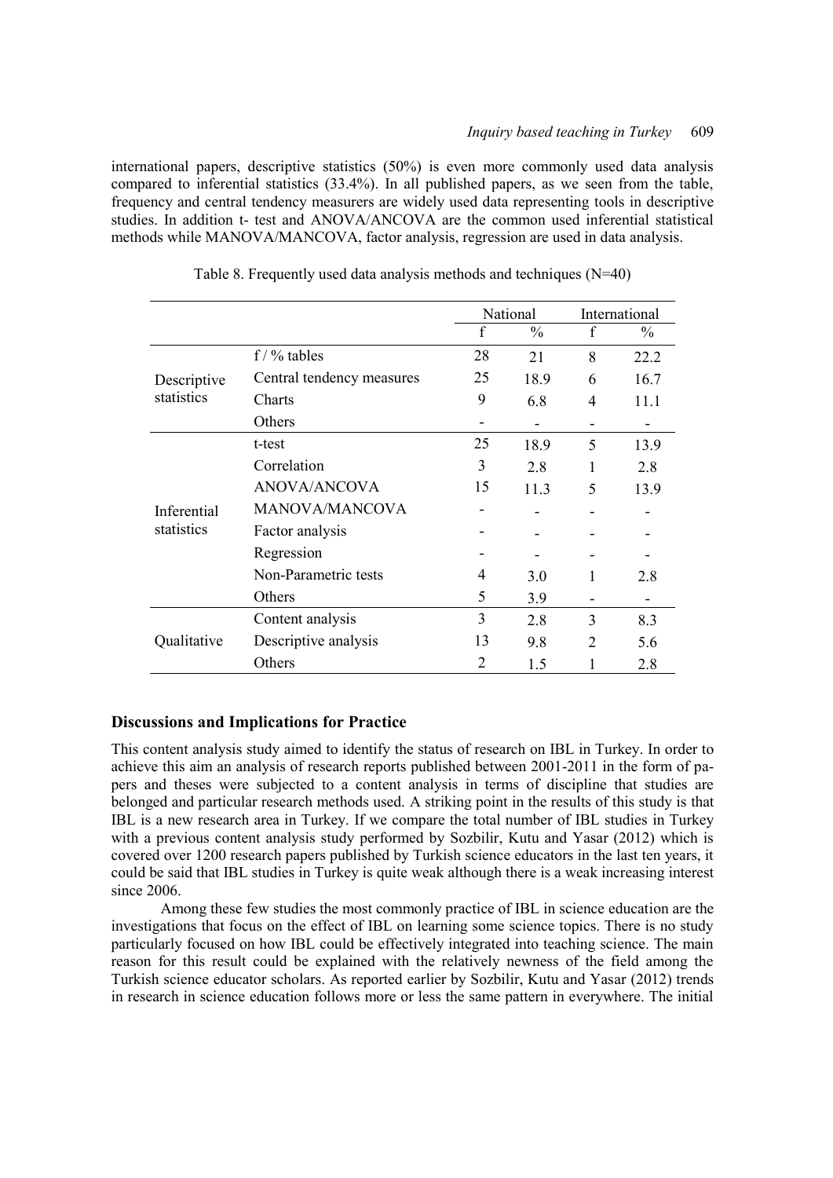international papers, descriptive statistics (50%) is even more commonly used data analysis compared to inferential statistics (33.4%). In all published papers, as we seen from the table, frequency and central tendency measurers are widely used data representing tools in descriptive studies. In addition t- test and ANOVA/ANCOVA are the common used inferential statistical methods while MANOVA/MANCOVA, factor analysis, regression are used in data analysis.

Table 8. Frequently used data analysis methods and techniques (N=40)

| | | National | | International | |
|---|---|---|---|---|---|
| | | f | % | f | % |
| Descriptive statistics | f / % tables | 28 | 21 | 8 | 22.2 |
| | Central tendency measures | 25 | 18.9 | 6 | 16.7 |
| | Charts | 9 | 6.8 | 4 | 11.1 |
| | Others | - | - | - | - |
| Inferential statistics | t-test | 25 | 18.9 | 5 | 13.9 |
| | Correlation | 3 | 2.8 | 1 | 2.8 |
| | ANOVA/ANCOVA | 15 | 11.3 | 5 | 13.9 |
| | MANOVA/MANCOVA | - | - | - | - |
| | Factor analysis | - | - | - | - |
| | Regression | - | - | - | - |
| | Non-Parametric tests | 4 | 3.0 | 1 | 2.8 |
| | Others | 5 | 3.9 | - | - |
| Qualitative | Content analysis | 3 | 2.8 | 3 | 8.3 |
| | Descriptive analysis | 13 | 9.8 | 2 | 5.6 |
| | Others | 2 | 1.5 | 1 | 2.8 |

## Discussions and Implications for Practice

This content analysis study aimed to identify the status of research on IBL in Turkey. In order to achieve this aim an analysis of research reports published between 2001-2011 in the form of papers and theses were subjected to a content analysis in terms of discipline that studies are belonged and particular research methods used. A striking point in the results of this study is that IBL is a new research area in Turkey. If we compare the total number of IBL studies in Turkey with a previous content analysis study performed by Sozbilir, Kutu and Yasar (2012) which is covered over 1200 research papers published by Turkish science educators in the last ten years, it could be said that IBL studies in Turkey is quite weak although there is a weak increasing interest since 2006.

Among these few studies the most commonly practice of IBL in science education are the investigations that focus on the effect of IBL on learning some science topics. There is no study particularly focused on how IBL could be effectively integrated into teaching science. The main reason for this result could be explained with the relatively newness of the field among the Turkish science educator scholars. As reported earlier by Sozbilir, Kutu and Yasar (2012) trends in research in science education follows more or less the same pattern in everywhere. The initial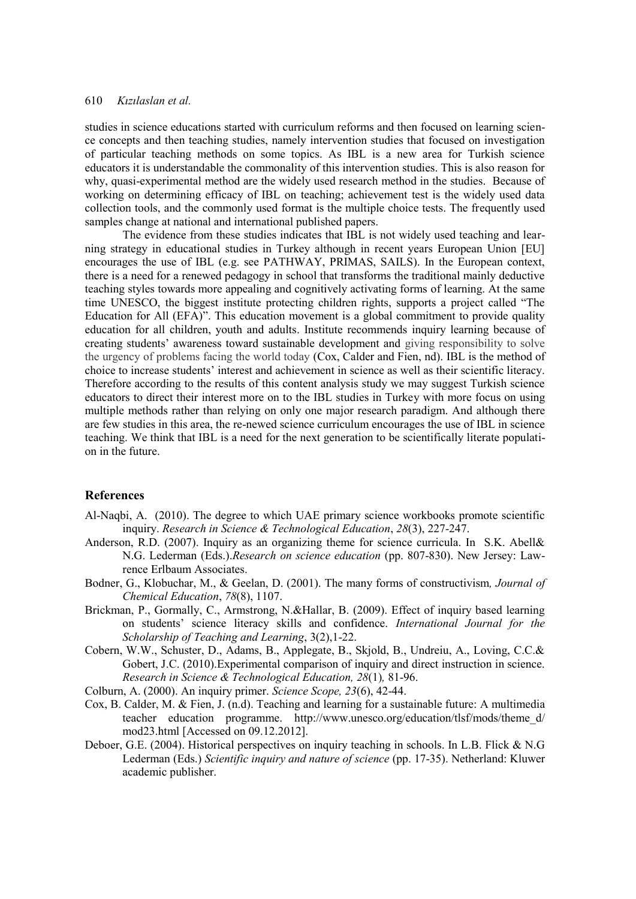studies in science educations started with curriculum reforms and then focused on learning science concepts and then teaching studies, namely intervention studies that focused on investigation of particular teaching methods on some topics. As IBL is a new area for Turkish science educators it is understandable the commonality of this intervention studies. This is also reason for why, quasi-experimental method are the widely used research method in the studies. Because of working on determining efficacy of IBL on teaching; achievement test is the widely used data collection tools, and the commonly used format is the multiple choice tests. The frequently used samples change at national and international published papers.

The evidence from these studies indicates that IBL is not widely used teaching and learning strategy in educational studies in Turkey although in recent years European Union [EU] encourages the use of IBL (e.g. see PATHWAY, PRIMAS, SAILS). In the European context, there is a need for a renewed pedagogy in school that transforms the traditional mainly deductive teaching styles towards more appealing and cognitively activating forms of learning. At the same time UNESCO, the biggest institute protecting children rights, supports a project called "The Education for All (EFA)". This education movement is a global commitment to provide quality education for all children, youth and adults. Institute recommends inquiry learning because of creating students' awareness toward sustainable development and giving responsibility to solve the urgency of problems facing the world today (Cox, Calder and Fien, nd). IBL is the method of choice to increase students' interest and achievement in science as well as their scientific literacy. Therefore according to the results of this content analysis study we may suggest Turkish science educators to direct their interest more on to the IBL studies in Turkey with more focus on using multiple methods rather than relying on only one major research paradigm. And although there are few studies in this area, the re-newed science curriculum encourages the use of IBL in science teaching. We think that IBL is a need for the next generation to be scientifically literate population in the future.

## References

Al-Naqbi, A. (2010). The degree to which UAE primary science workbooks promote scientific inquiry. *Research in Science & Technological Education*, *28*(3), 227-247.

Anderson, R.D. (2007). Inquiry as an organizing theme for science curricula. In S.K. Abell& N.G. Lederman (Eds.).*Research on science education* (pp. 807-830). New Jersey: Lawrence Erlbaum Associates.

Bodner, G., Klobuchar, M., & Geelan, D. (2001). The many forms of constructivism*, Journal of Chemical Education*, *78*(8), 1107.

Brickman, P., Gormally, C., Armstrong, N.&Hallar, B. (2009). Effect of inquiry based learning on students' science literacy skills and confidence. *International Journal for the Scholarship of Teaching and Learning*, 3(2),1-22.

Cobern, W.W., Schuster, D., Adams, B., Applegate, B., Skjold, B., Undreiu, A., Loving, C.C.& Gobert, J.C. (2010).Experimental comparison of inquiry and direct instruction in science. *Research in Science & Technological Education, 28*(1)*,* 81-96.

Colburn, A. (2000). An inquiry primer. *Science Scope, 23*(6), 42-44.

Cox, B. Calder, M. & Fien, J. (n.d). Teaching and learning for a sustainable future: A multimedia teacher education programme. http://www.unesco.org/education/tlsf/mods/theme_d/mod23.html [Accessed on 09.12.2012].

Deboer, G.E. (2004). Historical perspectives on inquiry teaching in schools. In L.B. Flick & N.G Lederman (Eds.) *Scientific inquiry and nature of science* (pp. 17-35). Netherland: Kluwer academic publisher.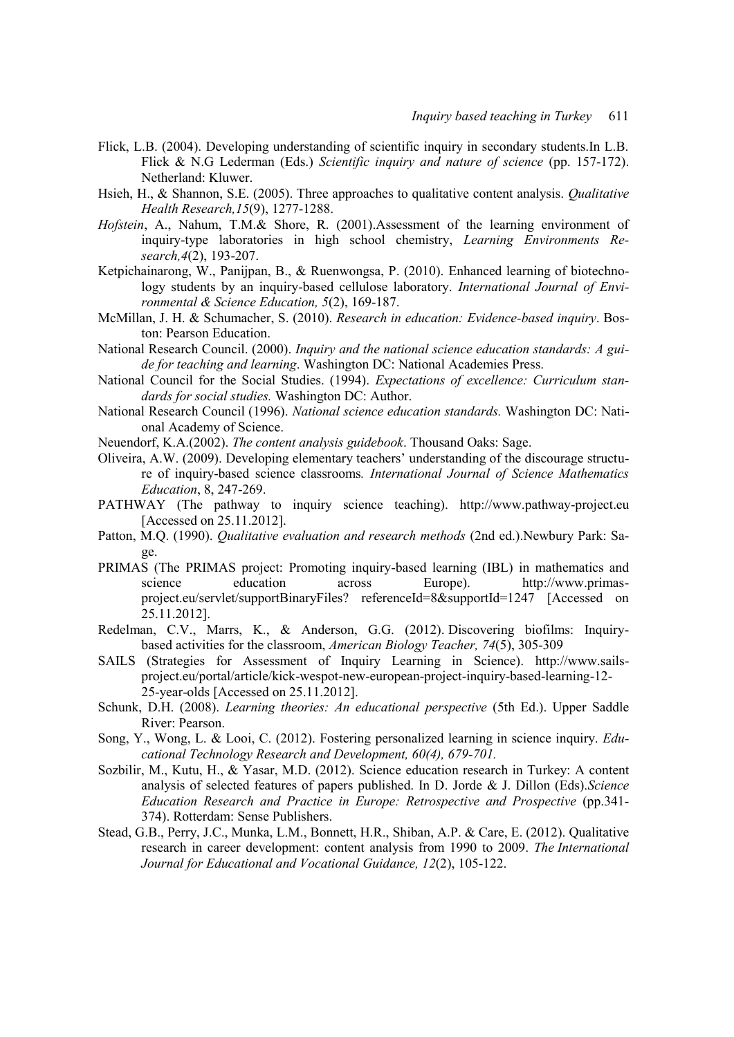Flick, L.B. (2004). Developing understanding of scientific inquiry in secondary students.In L.B. Flick & N.G Lederman (Eds.) *Scientific inquiry and nature of science* (pp. 157-172). Netherland: Kluwer.

Hsieh, H., & Shannon, S.E. (2005). Three approaches to qualitative content analysis. *Qualitative Health Research,15*(9), 1277-1288.

*Hofstein*, A., Nahum, T.M.& Shore, R. (2001).Assessment of the learning environment of inquiry-type laboratories in high school chemistry, *Learning Environments Research,4*(2), 193-207.

Ketpichainarong, W., Panijpan, B., & Ruenwongsa, P. (2010). Enhanced learning of biotechnology students by an inquiry-based cellulose laboratory. *International Journal of Environmental & Science Education, 5*(2), 169-187.

McMillan, J. H. & Schumacher, S. (2010). *Research in education: Evidence-based inquiry*. Boston: Pearson Education.

National Research Council. (2000). *Inquiry and the national science education standards: A guide for teaching and learning*. Washington DC: National Academies Press.

National Council for the Social Studies. (1994). *Expectations of excellence: Curriculum standards for social studies.* Washington DC: Author.

National Research Council (1996). *National science education standards.* Washington DC: National Academy of Science.

Neuendorf, K.A.(2002). *The content analysis guidebook*. Thousand Oaks: Sage.

Oliveira, A.W. (2009). Developing elementary teachers' understanding of the discourage structure of inquiry-based science classrooms*. International Journal of Science Mathematics Education*, 8, 247-269.

PATHWAY (The pathway to inquiry science teaching). http://www.pathway-project.eu [Accessed on 25.11.2012].

Patton, M.Q. (1990). *Qualitative evaluation and research methods* (2nd ed.).Newbury Park: Sage.

PRIMAS (The PRIMAS project: Promoting inquiry-based learning (IBL) in mathematics and science education across Europe). http://www.primas-project.eu/servlet/supportBinaryFiles? referenceId=8&supportId=1247 [Accessed on 25.11.2012].

Redelman, C.V., Marrs, K., & Anderson, G.G. (2012). Discovering biofilms: Inquiry-based activities for the classroom, *American Biology Teacher, 74*(5), 305-309

SAILS (Strategies for Assessment of Inquiry Learning in Science). http://www.sails-project.eu/portal/article/kick-wespot-new-european-project-inquiry-based-learning-12-25-year-olds [Accessed on 25.11.2012].

Schunk, D.H. (2008). *Learning theories: An educational perspective* (5th Ed.). Upper Saddle River: Pearson.

Song, Y., Wong, L. & Looi, C. (2012). Fostering personalized learning in science inquiry. *Educational Technology Research and Development, 60(4), 679-701.*

Sozbilir, M., Kutu, H., & Yasar, M.D. (2012). Science education research in Turkey: A content analysis of selected features of papers published. In D. Jorde & J. Dillon (Eds).*Science Education Research and Practice in Europe: Retrospective and Prospective* (pp.341-374). Rotterdam: Sense Publishers.

Stead, G.B., Perry, J.C., Munka, L.M., Bonnett, H.R., Shiban, A.P. & Care, E. (2012). Qualitative research in career development: content analysis from 1990 to 2009. *The International Journal for Educational and Vocational Guidance, 12*(2), 105-122.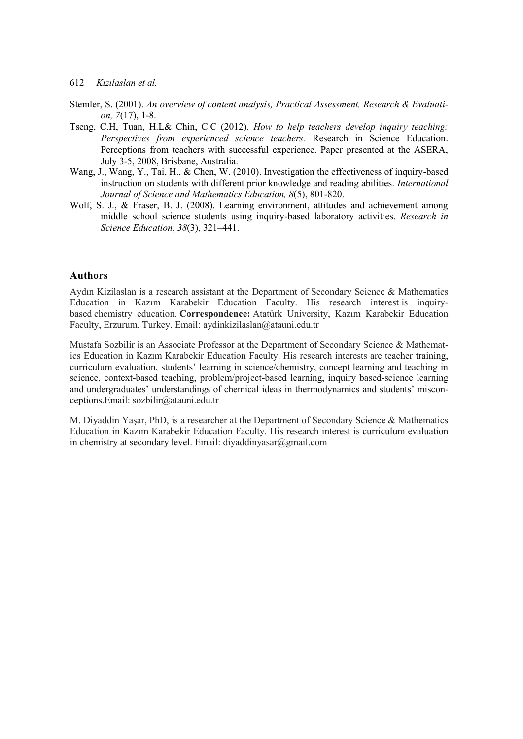Stemler, S. (2001). *An overview of content analysis, Practical Assessment, Research & Evaluation, 7*(17), 1-8.

Tseng, C.H, Tuan, H.L& Chin, C.C (2012). *How to help teachers develop inquiry teaching: Perspectives from experienced science teachers.* Research in Science Education. Perceptions from teachers with successful experience. Paper presented at the ASERA, July 3-5, 2008, Brisbane, Australia.

Wang, J., Wang, Y., Tai, H., & Chen, W. (2010). Investigation the effectiveness of inquiry-based instruction on students with different prior knowledge and reading abilities. *International Journal of Science and Mathematics Education, 8*(5), 801-820.

Wolf, S. J., & Fraser, B. J. (2008). Learning environment, attitudes and achievement among middle school science students using inquiry-based laboratory activities. *Research in Science Education*, *38*(3), 321–441.

## Authors

Aydın Kizilaslan is a research assistant at the Department of Secondary Science & Mathematics Education in Kazım Karabekir Education Faculty. His research interest is inquiry-based chemistry education. **Correspondence:** Atatürk University, Kazım Karabekir Education Faculty, Erzurum, Turkey. Email: aydinkizilaslan@atauni.edu.tr

Mustafa Sozbilir is an Associate Professor at the Department of Secondary Science & Mathematics Education in Kazım Karabekir Education Faculty. His research interests are teacher training, curriculum evaluation, students' learning in science/chemistry, concept learning and teaching in science, context-based teaching, problem/project-based learning, inquiry based-science learning and undergraduates' understandings of chemical ideas in thermodynamics and students' misconceptions.Email: sozbilir@atauni.edu.tr

M. Diyaddin Yaşar, PhD, is a researcher at the Department of Secondary Science & Mathematics Education in Kazım Karabekir Education Faculty. His research interest is curriculum evaluation in chemistry at secondary level. Email: diyaddinyasar@gmail.com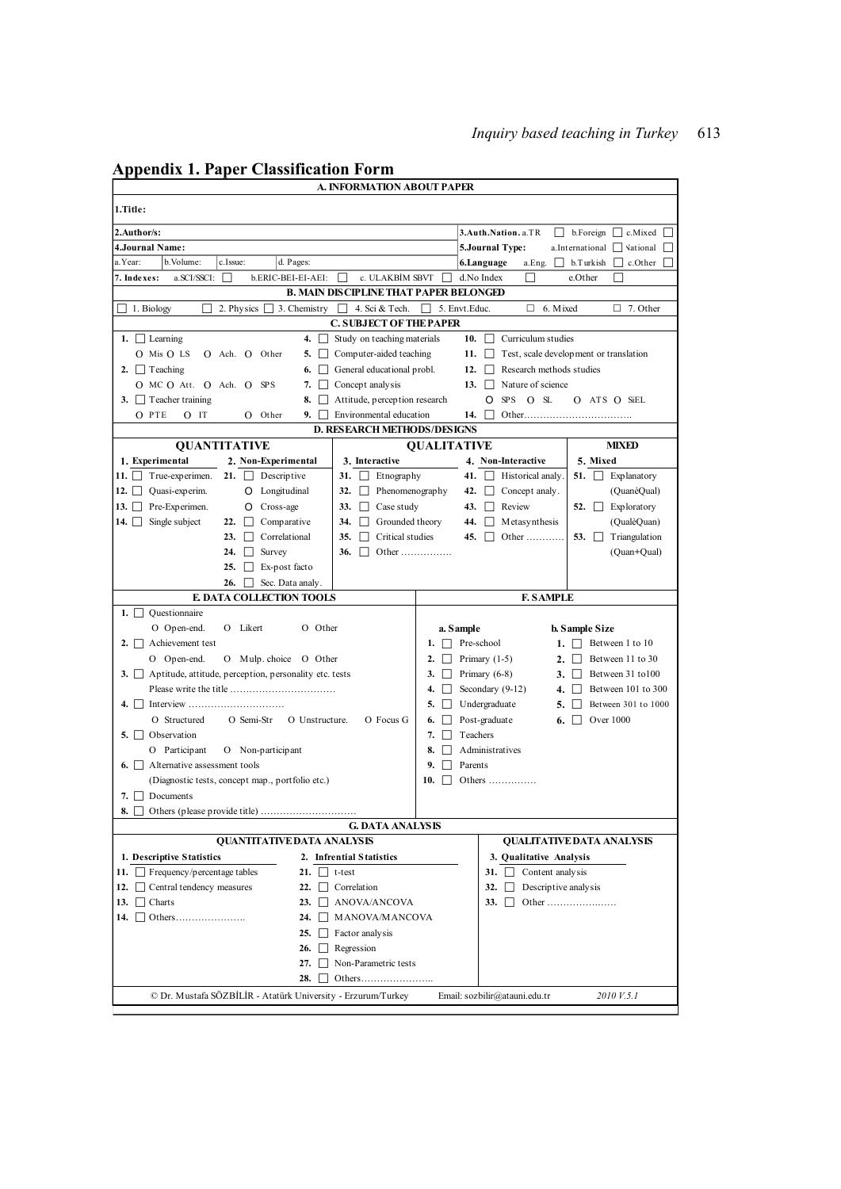## Appendix 1. Paper Classification Form

### A. INFORMATION ABOUT PAPER

**1.Title:**

**2.Author/s:**

**3.Auth.Nation.** a.TR ☐ b.Foreign ☐ c.Mixed ☐

**4.Journal Name:**

**5.Journal Type:** a.International ☐ National ☐

a.Year: b.Volume: c.Issue: d. Pages:

**6.Language** a.Eng. ☐ b.Turkish ☐ c.Other ☐

**7. Indexes:** a.SCI/SSCI: ☐ b.ERIC-BEI-EI-AEI: ☐ c. ULAKBİM SBVT ☐ d.No Index ☐ e.Other ☐

### B. MAIN DISCIPLINE THAT PAPER BELONGED

☐ 1. Biology ☐ 2. Physics ☐ 3. Chemistry ☐ 4. Sci & Tech. ☐ 5. Envt.Educ. ☐ 6. Mixed ☐ 7. Other

### C. SUBJECT OF THE PAPER

| | | |
|---|---|---|
| 1. ☐ Learning | 4. ☐ Study on teaching materials | 10. ☐ Curriculum studies |
| O Mis O LS O Ach. O Other | 5. ☐ Computer-aided teaching | 11. ☐ Test, scale development or translation |
| 2. ☐ Teaching | 6. ☐ General educational probl. | 12. ☐ Research methods studies |
| O MC O Att. O Ach. O SPS | 7. ☐ Concept analysis | 13. ☐ Nature of science |
| 3. ☐ Teacher training | 8. ☐ Attitude, perception research | O SPS O SL O ATS O SiEL |
| O PTE O IT O Other | 9. ☐ Environmental education | 14. ☐ Other…………………………….. |

### D. RESEARCH METHODS/DESIGNS

| QUANTITATIVE | | QUALITATIVE | | MIXED |
|---|---|---|---|---|
| 1. Experimental | 2. Non-Experimental | 3. Interactive | 4. Non-Interactive | 5. Mixed |
| 11. ☐ True-experimen. | 21. ☐ Descriptive | 31. ☐ Etnography | 41. ☐ Historical analy. | 51. ☐ Explanatory (QuanèQual) |
| 12. ☐ Quasi-experim. | O Longitudinal | 32. ☐ Phenomenography | 42. ☐ Concept analy. | |
| 13. ☐ Pre-Experimen. | O Cross-age | 33. ☐ Case study | 43. ☐ Review | 52. ☐ Exploratory (QualèQuan) |
| 14. ☐ Single subject | 22. ☐ Comparative | 34. ☐ Grounded theory | 44. ☐ Metasynthesis | |
| | 23. ☐ Correlational | 35. ☐ Critical studies | 45. ☐ Other ………… | 53. ☐ Triangulation (Quan+Qual) |
| | 24. ☐ Survey | 36. ☐ Other ……………. | | |
| | 25. ☐ Ex-post facto | | | |
| | 26. ☐ Sec. Data analy. | | | |

### E. DATA COLLECTION TOOLS

1. ☐ Questionnaire
   O Open-end. O Likert O Other
2. ☐ Achievement test
   O Open-end. O Mulp. choice O Other
3. ☐ Aptitude, attitude, perception, personality etc. tests
   Please write the title ……………………………
4. ☐ Interview …………………………
   O Structured O Semi-Str O Unstructure. O Focus G
5. ☐ Observation
   O Participant O Non-participant
6. ☐ Alternative assessment tools
   (Diagnostic tests, concept map., portfolio etc.)
7. ☐ Documents
8. ☐ Others (please provide title) …………………………

### F. SAMPLE

| a. Sample | b. Sample Size |
|---|---|
| 1. ☐ Pre-school | 1. ☐ Between 1 to 10 |
| 2. ☐ Primary (1-5) | 2. ☐ Between 11 to 30 |
| 3. ☐ Primary (6-8) | 3. ☐ Between 31 to100 |
| 4. ☐ Secondary (9-12) | 4. ☐ Between 101 to 300 |
| 5. ☐ Undergraduate | 5. ☐ Between 301 to 1000 |
| 6. ☐ Post-graduate | 6. ☐ Over 1000 |
| 7. ☐ Teachers | |
| 8. ☐ Administratives | |
| 9. ☐ Parents | |
| 10. ☐ Others …………… | |

### G. DATA ANALYSIS

| QUANTITATIVE DATA ANALYSIS | | QUALITATIVE DATA ANALYSIS |
|---|---|---|
| 1. Descriptive Statistics | 2. Infrential Statistics | 3. Qualitative Analysis |
| 11. ☐ Frequency/percentage tables | 21. ☐ t-test | 31. ☐ Content analysis |
| 12. ☐ Central tendency measures | 22. ☐ Correlation | 32. ☐ Descriptive analysis |
| 13. ☐ Charts | 23. ☐ ANOVA/ANCOVA | 33. ☐ Other ………………… |
| 14. ☐ Others………………….. | 24. ☐ MANOVA/MANCOVA | |
| | 25. ☐ Factor analysis | |
| | 26. ☐ Regression | |
| | 27. ☐ Non-Parametric tests | |
| | 28. ☐ Others………………….. | |

© Dr. Mustafa SÖZBİLİR - Atatürk University - Erzurum/Turkey Email: sozbilir@atauni.edu.tr *2010 V.5.1*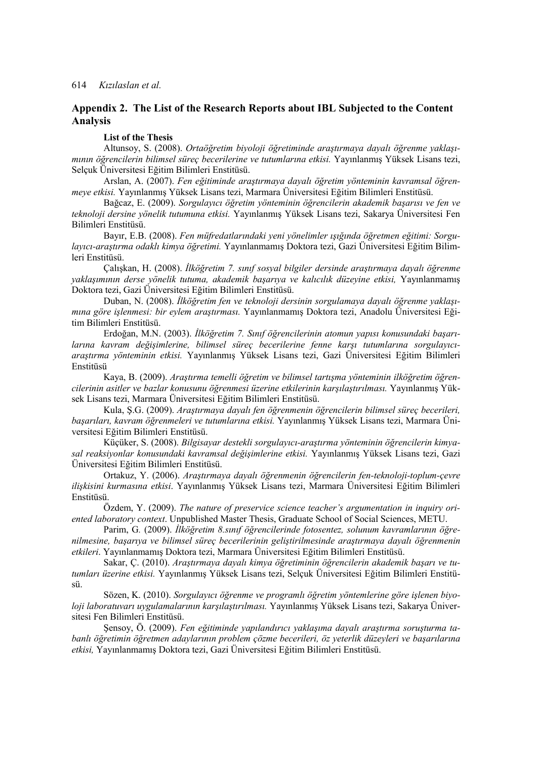## Appendix 2. The List of the Research Reports about IBL Subjected to the Content Analysis

**List of the Thesis**

Altunsoy, S. (2008). *Ortaöğretim biyoloji öğretiminde araştırmaya dayalı öğrenme yaklaşımının öğrencilerin bilimsel süreç becerilerine ve tutumlarına etkisi.* Yayınlanmış Yüksek Lisans tezi, Selçuk Üniversitesi Eğitim Bilimleri Enstitüsü.

Arslan, A. (2007). *Fen eğitiminde araştırmaya dayalı öğretim yönteminin kavramsal öğrenmeye etkisi.* Yayınlanmış Yüksek Lisans tezi, Marmara Üniversitesi Eğitim Bilimleri Enstitüsü.

Bağcaz, E. (2009). *Sorgulayıcı öğretim yönteminin öğrencilerin akademik başarısı ve fen ve teknoloji dersine yönelik tutumuna etkisi.* Yayınlanmış Yüksek Lisans tezi, Sakarya Üniversitesi Fen Bilimleri Enstitüsü.

Bayır, E.B. (2008). *Fen müfredatlarındaki yeni yönelimler ışığında öğretmen eğitimi: Sorgulayıcı-araştırma odaklı kimya öğretimi.* Yayınlanmamış Doktora tezi, Gazi Üniversitesi Eğitim Bilimleri Enstitüsü.

Çalışkan, H. (2008). *İlköğretim 7. sınıf sosyal bilgiler dersinde araştırmaya dayalı öğrenme yaklaşımının derse yönelik tutuma, akademik başarıya ve kalıcılık düzeyine etkisi,* Yayınlanmamış Doktora tezi, Gazi Üniversitesi Eğitim Bilimleri Enstitüsü.

Duban, N. (2008). *İlköğretim fen ve teknoloji dersinin sorgulamaya dayalı öğrenme yaklaşımına göre işlenmesi: bir eylem araştırması.* Yayınlanmamış Doktora tezi, Anadolu Üniversitesi Eğitim Bilimleri Enstitüsü.

Erdoğan, M.N. (2003). *İlköğretim 7. Sınıf öğrencilerinin atomun yapısı konusundaki başarılarına kavram değişimlerine, bilimsel süreç becerilerine fenne karşı tutumlarına sorgulayıcı-araştırma yönteminin etkisi.* Yayınlanmış Yüksek Lisans tezi, Gazi Üniversitesi Eğitim Bilimleri Enstitüsü

Kaya, B. (2009). *Araştırma temelli öğretim ve bilimsel tartışma yönteminin ilköğretim öğrencilerinin asitler ve bazlar konusunu öğrenmesi üzerine etkilerinin karşılaştırılması.* Yayınlanmış Yüksek Lisans tezi, Marmara Üniversitesi Eğitim Bilimleri Enstitüsü.

Kula, Ş.G. (2009). *Araştırmaya dayalı fen öğrenmenin öğrencilerin bilimsel süreç becerileri, başarıları, kavram öğrenmeleri ve tutumlarına etkisi.* Yayınlanmış Yüksek Lisans tezi, Marmara Üniversitesi Eğitim Bilimleri Enstitüsü.

Küçüker, S. (2008). *Bilgisayar destekli sorgulayıcı-araştırma yönteminin öğrencilerin kimyasal reaksiyonlar konusundaki kavramsal değişimlerine etkisi.* Yayınlanmış Yüksek Lisans tezi, Gazi Üniversitesi Eğitim Bilimleri Enstitüsü.

Ortakuz, Y. (2006). *Araştırmaya dayalı öğrenmenin öğrencilerin fen-teknoloji-toplum-çevre ilişkisini kurmasına etkisi*. Yayınlanmış Yüksek Lisans tezi, Marmara Üniversitesi Eğitim Bilimleri Enstitüsü.

Özdem, Y. (2009). *The nature of preservice science teacher's argumentation in inquiry oriented laboratory context*. Unpublished Master Thesis, Graduate School of Social Sciences, METU.

Parim, G. (2009). *İlköğretim 8.sınıf öğrencilerinde fotosentez, solunum kavramlarının öğrenilmesine, başarıya ve bilimsel süreç becerilerinin geliştirilmesinde araştırmaya dayalı öğrenmenin etkileri*. Yayınlanmamış Doktora tezi, Marmara Üniversitesi Eğitim Bilimleri Enstitüsü.

Sakar, Ç. (2010). *Araştırmaya dayalı kimya öğretiminin öğrencilerin akademik başarı ve tutumları üzerine etkisi.* Yayınlanmış Yüksek Lisans tezi, Selçuk Üniversitesi Eğitim Bilimleri Enstitüsü.

Sözen, K. (2010). *Sorgulayıcı öğrenme ve programlı öğretim yöntemlerine göre işlenen biyoloji laboratuvarı uygulamalarının karşılaştırılması.* Yayınlanmış Yüksek Lisans tezi, Sakarya Üniversitesi Fen Bilimleri Enstitüsü.

Şensoy, Ö. (2009). *Fen eğitiminde yapılandırıcı yaklaşıma dayalı araştırma soruşturma tabanlı öğretimin öğretmen adaylarının problem çözme becerileri, öz yeterlik düzeyleri ve başarılarına etkisi,* Yayınlanmamış Doktora tezi, Gazi Üniversitesi Eğitim Bilimleri Enstitüsü.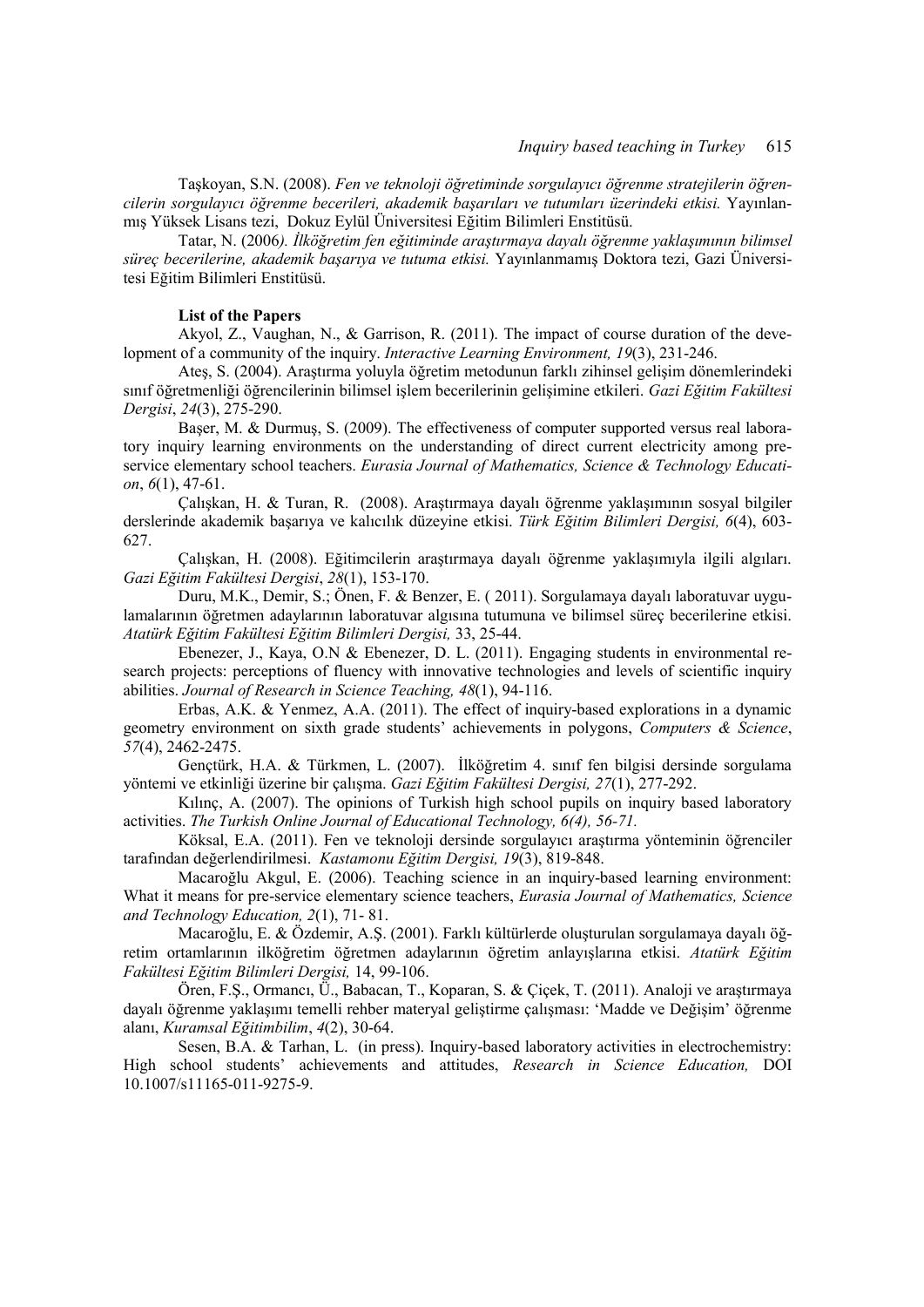Taşkoyan, S.N. (2008). *Fen ve teknoloji öğretiminde sorgulayıcı öğrenme stratejilerin öğrencilerin sorgulayıcı öğrenme becerileri, akademik başarıları ve tutumları üzerindeki etkisi.* Yayınlanmış Yüksek Lisans tezi, Dokuz Eylül Üniversitesi Eğitim Bilimleri Enstitüsü.

Tatar, N. (2006*). İlköğretim fen eğitiminde araştırmaya dayalı öğrenme yaklaşımının bilimsel süreç becerilerine, akademik başarıya ve tutuma etkisi.* Yayınlanmamış Doktora tezi, Gazi Üniversitesi Eğitim Bilimleri Enstitüsü.

**List of the Papers**

Akyol, Z., Vaughan, N., & Garrison, R. (2011). The impact of course duration of the development of a community of the inquiry. *Interactive Learning Environment, 19*(3), 231-246.

Ateş, S. (2004). Araştırma yoluyla öğretim metodunun farklı zihinsel gelişim dönemlerindeki sınıf öğretmenliği öğrencilerinin bilimsel işlem becerilerinin gelişimine etkileri. *Gazi Eğitim Fakültesi Dergisi*, *24*(3), 275-290.

Başer, M. & Durmuş, S. (2009). The effectiveness of computer supported versus real laboratory inquiry learning environments on the understanding of direct current electricity among pre-service elementary school teachers. *Eurasia Journal of Mathematics, Science & Technology Education*, *6*(1), 47-61.

Çalışkan, H. & Turan, R. (2008). Araştırmaya dayalı öğrenme yaklaşımının sosyal bilgiler derslerinde akademik başarıya ve kalıcılık düzeyine etkisi. *Türk Eğitim Bilimleri Dergisi, 6*(4), 603-627.

Çalışkan, H. (2008). Eğitimcilerin araştırmaya dayalı öğrenme yaklaşımıyla ilgili algıları. *Gazi Eğitim Fakültesi Dergisi*, *28*(1), 153-170.

Duru, M.K., Demir, S.; Önen, F. & Benzer, E. ( 2011). Sorgulamaya dayalı laboratuvar uygulamalarının öğretmen adaylarının laboratuvar algısına tutumuna ve bilimsel süreç becerilerine etkisi. *Atatürk Eğitim Fakültesi Eğitim Bilimleri Dergisi,* 33, 25-44.

Ebenezer, J., Kaya, O.N & Ebenezer, D. L. (2011). Engaging students in environmental research projects: perceptions of fluency with innovative technologies and levels of scientific inquiry abilities. *Journal of Research in Science Teaching, 48*(1), 94-116.

Erbas, A.K. & Yenmez, A.A. (2011). The effect of inquiry-based explorations in a dynamic geometry environment on sixth grade students' achievements in polygons, *Computers & Science*, *57*(4), 2462-2475.

Gençtürk, H.A. & Türkmen, L. (2007). İlköğretim 4. sınıf fen bilgisi dersinde sorgulama yöntemi ve etkinliği üzerine bir çalışma. *Gazi Eğitim Fakültesi Dergisi, 27*(1), 277-292.

Kılınç, A. (2007). The opinions of Turkish high school pupils on inquiry based laboratory activities. *The Turkish Online Journal of Educational Technology, 6(4), 56-71.*

Köksal, E.A. (2011). Fen ve teknoloji dersinde sorgulayıcı araştırma yönteminin öğrenciler tarafından değerlendirilmesi. *Kastamonu Eğitim Dergisi, 19*(3), 819-848.

Macaroğlu Akgul, E. (2006). Teaching science in an inquiry-based learning environment: What it means for pre-service elementary science teachers, *Eurasia Journal of Mathematics, Science and Technology Education, 2*(1), 71- 81.

Macaroğlu, E. & Özdemir, A.Ş. (2001). Farklı kültürlerde oluşturulan sorgulamaya dayalı öğretim ortamlarının ilköğretim öğretmen adaylarının öğretim anlayışlarına etkisi. *Atatürk Eğitim Fakültesi Eğitim Bilimleri Dergisi,* 14, 99-106.

Ören, F.Ş., Ormancı, Ü., Babacan, T., Koparan, S. & Çiçek, T. (2011). Analoji ve araştırmaya dayalı öğrenme yaklaşımı temelli rehber materyal geliştirme çalışması: 'Madde ve Değişim' öğrenme alanı, *Kuramsal Eğitimbilim*, *4*(2), 30-64.

Sesen, B.A. & Tarhan, L. (in press). Inquiry-based laboratory activities in electrochemistry: High school students' achievements and attitudes, *Research in Science Education,* DOI 10.1007/s11165-011-9275-9.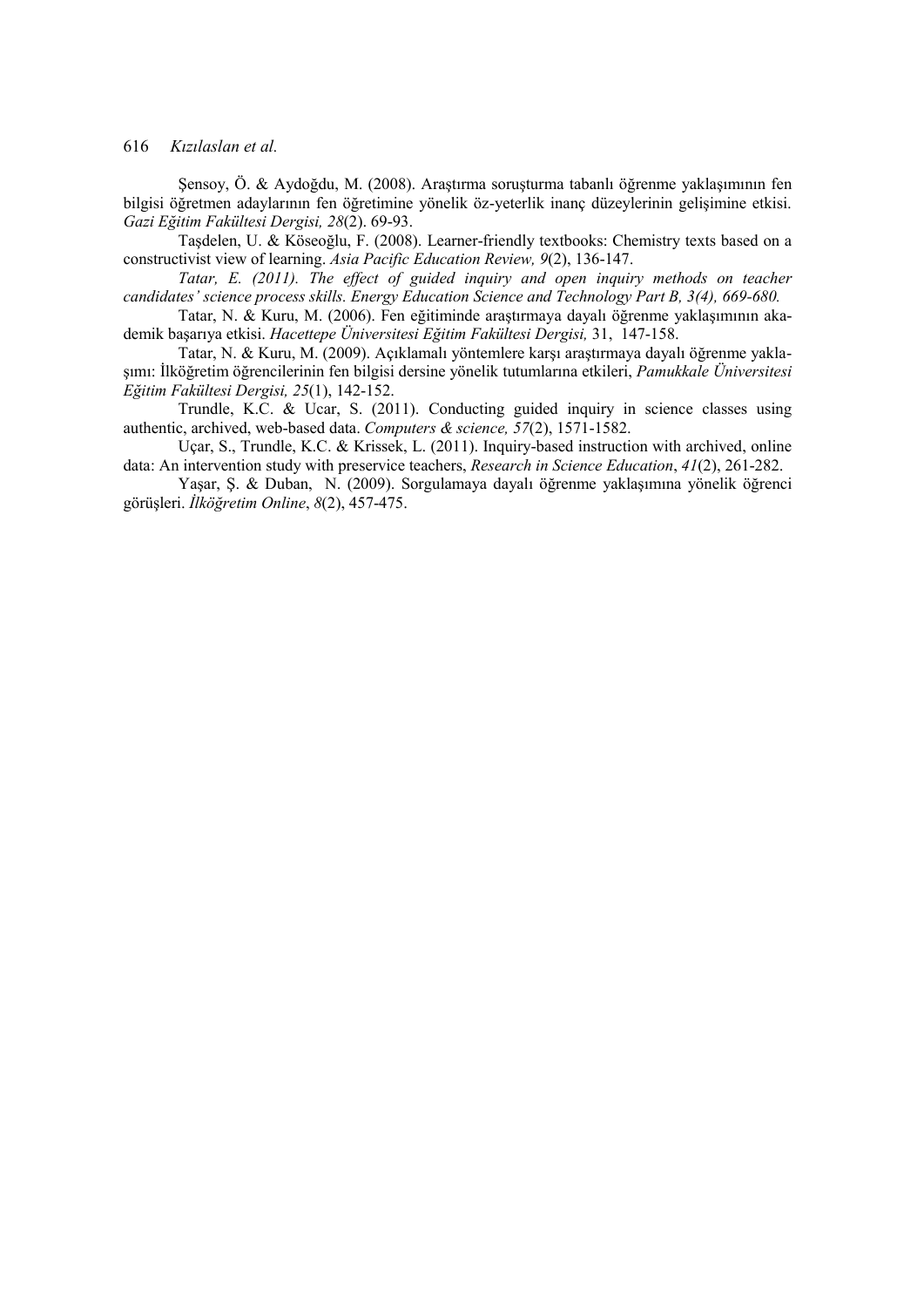Şensoy, Ö. & Aydoğdu, M. (2008). Araştırma soruşturma tabanlı öğrenme yaklaşımının fen bilgisi öğretmen adaylarının fen öğretimine yönelik öz-yeterlik inanç düzeylerinin gelişimine etkisi. *Gazi Eğitim Fakültesi Dergisi, 28*(2). 69-93.

Taşdelen, U. & Köseoğlu, F. (2008). Learner-friendly textbooks: Chemistry texts based on a constructivist view of learning. *Asia Pacific Education Review, 9*(2), 136-147.

*Tatar, E. (2011). The effect of guided inquiry and open inquiry methods on teacher candidates' science process skills. Energy Education Science and Technology Part B, 3(4), 669-680.*

Tatar, N. & Kuru, M. (2006). Fen eğitiminde araştırmaya dayalı öğrenme yaklaşımının akademik başarıya etkisi. *Hacettepe Üniversitesi Eğitim Fakültesi Dergisi,* 31, 147-158.

Tatar, N. & Kuru, M. (2009). Açıklamalı yöntemlere karşı araştırmaya dayalı öğrenme yaklaşımı: İlköğretim öğrencilerinin fen bilgisi dersine yönelik tutumlarına etkileri, *Pamukkale Üniversitesi Eğitim Fakültesi Dergisi, 25*(1), 142-152.

Trundle, K.C. & Ucar, S. (2011). Conducting guided inquiry in science classes using authentic, archived, web-based data. *Computers & science, 57*(2), 1571-1582.

Uçar, S., Trundle, K.C. & Krissek, L. (2011). Inquiry-based instruction with archived, online data: An intervention study with preservice teachers, *Research in Science Education*, *41*(2), 261-282.

Yaşar, Ş. & Duban, N. (2009). Sorgulamaya dayalı öğrenme yaklaşımına yönelik öğrenci görüşleri. *İlköğretim Online*, *8*(2), 457-475.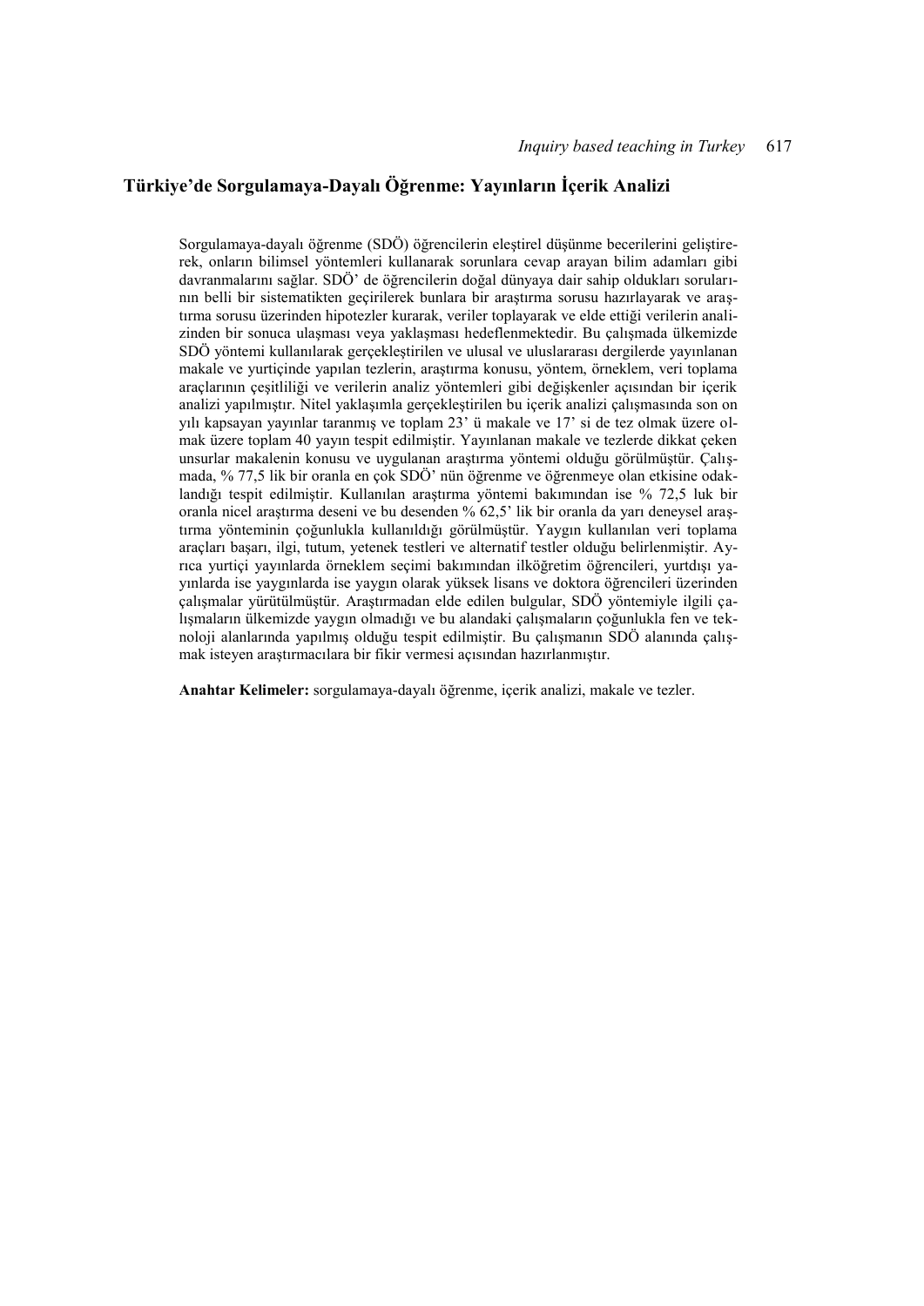## Türkiye'de Sorgulamaya-Dayalı Öğrenme: Yayınların İçerik Analizi

Sorgulamaya-dayalı öğrenme (SDÖ) öğrencilerin eleştirel düşünme becerilerini geliştirerek, onların bilimsel yöntemleri kullanarak sorunlara cevap arayan bilim adamları gibi davranmalarını sağlar. SDÖ' de öğrencilerin doğal dünyaya dair sahip oldukları sorularının belli bir sistematikten geçirilerek bunlara bir araştırma sorusu hazırlayarak ve araştırma sorusu üzerinden hipotezler kurarak, veriler toplayarak ve elde ettiği verilerin analizinden bir sonuca ulaşması veya yaklaşması hedeflenmektedir. Bu çalışmada ülkemizde SDÖ yöntemi kullanılarak gerçekleştirilen ve ulusal ve uluslararası dergilerde yayınlanan makale ve yurtiçinde yapılan tezlerin, araştırma konusu, yöntem, örneklem, veri toplama araçlarının çeşitliliği ve verilerin analiz yöntemleri gibi değişkenler açısından bir içerik analizi yapılmıştır. Nitel yaklaşımla gerçekleştirilen bu içerik analizi çalışmasında son on yılı kapsayan yayınlar taranmış ve toplam 23' ü makale ve 17' si de tez olmak üzere olmak üzere toplam 40 yayın tespit edilmiştir. Yayınlanan makale ve tezlerde dikkat çeken unsurlar makalenin konusu ve uygulanan araştırma yöntemi olduğu görülmüştür. Çalışmada, % 77,5 lik bir oranla en çok SDÖ' nün öğrenme ve öğrenmeye olan etkisine odaklandığı tespit edilmiştir. Kullanılan araştırma yöntemi bakımından ise % 72,5 luk bir oranla nicel araştırma deseni ve bu desenden % 62,5' lik bir oranla da yarı deneysel araştırma yönteminin çoğunlukla kullanıldığı görülmüştür. Yaygın kullanılan veri toplama araçları başarı, ilgi, tutum, yetenek testleri ve alternatif testler olduğu belirlenmiştir. Ayrıca yurtiçi yayınlarda örneklem seçimi bakımından ilköğretim öğrencileri, yurtdışı yayınlarda ise yaygınlarda ise yaygın olarak yüksek lisans ve doktora öğrencileri üzerinden çalışmalar yürütülmüştür. Araştırmadan elde edilen bulgular, SDÖ yöntemiyle ilgili çalışmaların ülkemizde yaygın olmadığı ve bu alandaki çalışmaların çoğunlukla fen ve teknoloji alanlarında yapılmış olduğu tespit edilmiştir. Bu çalışmanın SDÖ alanında çalışmak isteyen araştırmacılara bir fikir vermesi açısından hazırlanmıştır.

**Anahtar Kelimeler:** sorgulamaya-dayalı öğrenme, içerik analizi, makale ve tezler.